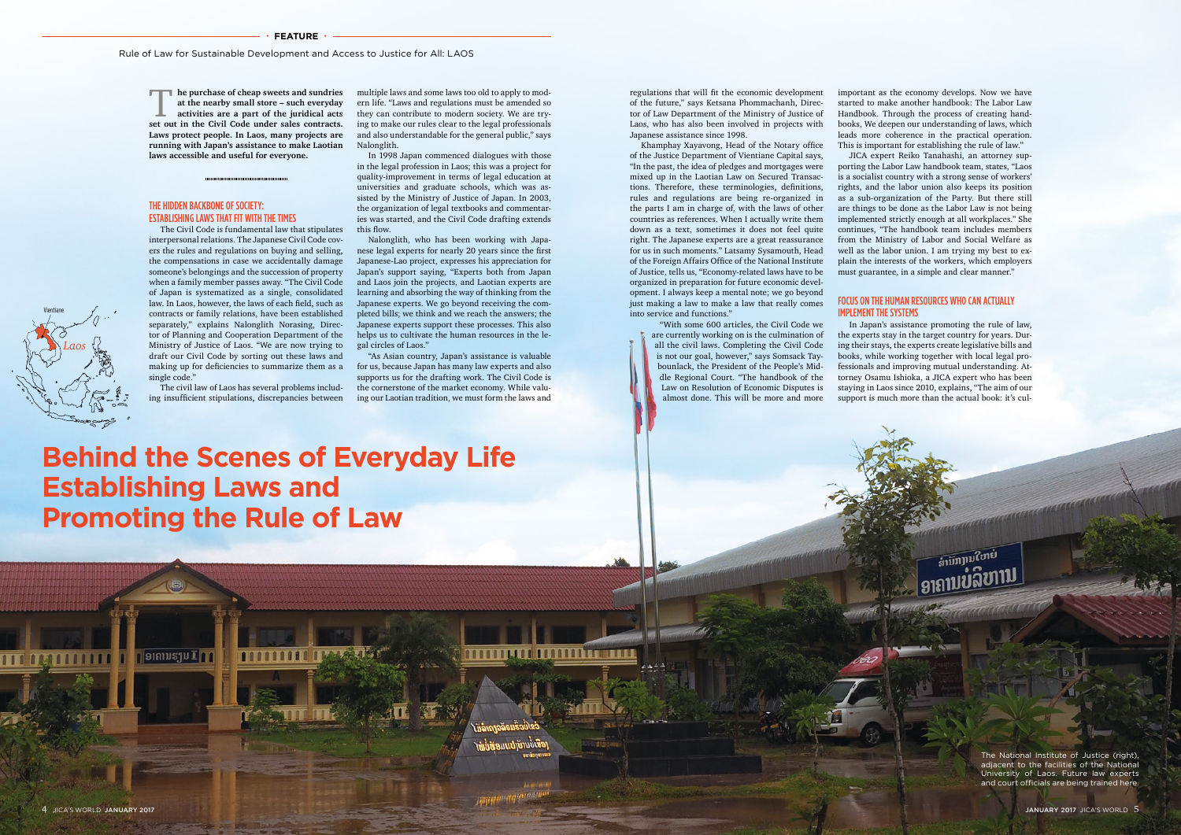FEATURE

Rule of Law for Sustainable Development and Access to Justice for All: LAOS

# Behind the Scenes of Everyday Life Establishing Laws and Promoting the Rule of Law

**The purchase of cheap sweets and sundries at the nearby small store – such everyday activities are a part of the juridical acts set out in the Civil Code under sales contracts. Laws protect people. In Laos, many projects are running with Japan's assistance to make Laotian laws accessible and useful for everyone.**

## THE HIDDEN BACKBONE OF SOCIETY: ESTABLISHING LAWS THAT FIT WITH THE TIMES

The Civil Code is fundamental law that stipulates interpersonal relations. The Japanese Civil Code covers the rules and regulations on buying and selling, the compensations in case we accidentally damage someone's belongings and the succession of property when a family member passes away. "The Civil Code of Japan is systematized as a single, consolidated law. In Laos, however, the laws of each field, such as contracts or family relations, have been established separately," explains Nalonglith Norasing, Director of Planning and Cooperation Department of the Ministry of Justice of Laos. "We are now trying to draft our Civil Code by sorting out these laws and making up for deficiencies to summarize them as a single code."

The civil law of Laos has several problems including insufficient stipulations, discrepancies between multiple laws and some laws too old to apply to modern life. "Laws and regulations must be amended so they can contribute to modern society. We are trying to make our rules clear to the legal professionals and also understandable for the general public," says Nalonglith.

In 1998 Japan commenced dialogues with those in the legal profession in Laos; this was a project for quality-improvement in terms of legal education at universities and graduate schools, which was assisted by the Ministry of Justice of Japan. In 2003, the organization of legal textbooks and commentaries was started, and the Civil Code drafting extends this flow.

Nalonglith, who has been working with Japanese legal experts for nearly 20 years since the first Japanese-Lao project, expresses his appreciation for Japan's support saying, "Experts both from Japan and Laos join the projects, and Laotian experts are learning and absorbing the way of thinking from the Japanese experts. We go beyond receiving the completed bills; we think and we reach the answers; the Japanese experts support these processes. This also helps us to cultivate the human resources in the legal circles of Laos."

"As Asian country, Japan's assistance is valuable for us, because Japan has many law experts and also supports us for the drafting work. The Civil Code is the cornerstone of the market economy. While valuing our Laotian tradition, we must form the laws and regulations that will fit the economic development of the future," says Ketsana Phommachanh, Director of Law Department of the Ministry of Justice of Laos, who has also been involved in projects with Japanese assistance since 1998.

Khamphay Xayavong, Head of the Notary office of the Justice Department of Vientiane Capital says, "In the past, the idea of pledges and mortgages were mixed up in the Laotian Law on Secured Transactions. Therefore, these terminologies, definitions, rules and regulations are being re-organized in the parts I am in charge of, with the laws of other countries as references. When I actually write them down as a text, sometimes it does not feel quite right. The Japanese experts are a great reassurance for us in such moments." Latsamy Sysamouth, Head of the Foreign Affairs Office of the National Institute of Justice, tells us, "Economy-related laws have to be organized in preparation for future economic development. I always keep a mental note; we go beyond just making a law to make a law that really comes into service and functions."

"With some 600 articles, the Civil Code we are currently working on is the culmination of all the civil laws. Completing the Civil Code is not our goal, however," says Somsack Taybounlack, the President of the People's Middle Regional Court. "The handbook of the Law on Resolution of Economic Disputes is almost done. This will be more and more important as the economy develops. Now we have started to make another handbook: The Labor Law Handbook. Through the process of creating handbooks, We deepen our understanding of laws, which leads more coherence in the practical operation. This is important for establishing the rule of law."

JICA expert Reiko Tanahashi, an attorney supporting the Labor Law handbook team, states, "Laos is a socialist country with a strong sense of workers' rights, and the labor union also keeps its position as a sub-organization of the Party. But there still are things to be done as the Labor Law is not being implemented strictly enough at all workplaces." She continues, "The handbook team includes members from the Ministry of Labor and Social Welfare as well as the labor union. I am trying my best to explain the interests of the workers, which employers must guarantee, in a simple and clear manner."

## FOCUS ON THE HUMAN RESOURCES WHO CAN ACTUALLY IMPLEMENT THE SYSTEMS

In Japan's assistance promoting the rule of law, the experts stay in the target country for years. During their stays, the experts create legislative bills and books, while working together with local legal professionals and improving mutual understanding. Attorney Osamu Ishioka, a JICA expert who has been staying in Laos since 2010, explains, "The aim of our support is much more than the actual book: it's cul-

The National Institute of Justice (right), adjacent to the facilities of the National University of Laos. Future law experts and court officials are being trained here.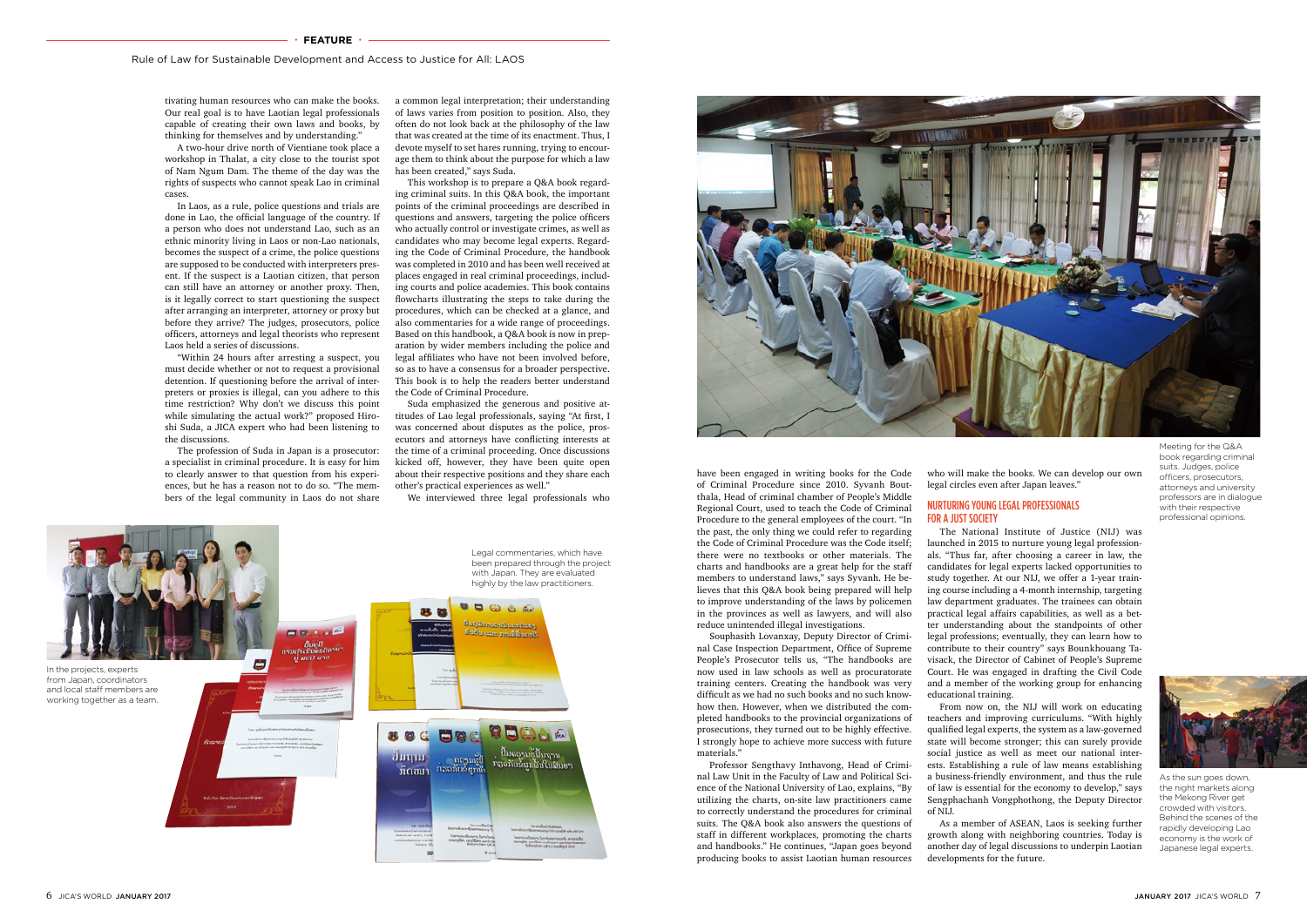tivating human resources who can make the books. Our real goal is to have Laotian legal professionals capable of creating their own laws and books, by thinking for themselves and by understanding."

A two-hour drive north of Vientiane took place a workshop in Thalat, a city close to the tourist spot of Nam Ngum Dam. The theme of the day was the rights of suspects who cannot speak Lao in criminal cases.

In Laos, as a rule, police questions and trials are done in Lao, the official language of the country. If a person who does not understand Lao, such as an ethnic minority living in Laos or non-Lao nationals, becomes the suspect of a crime, the police questions are supposed to be conducted with interpreters present. If the suspect is a Laotian citizen, that person can still have an attorney or another proxy. Then, is it legally correct to start questioning the suspect after arranging an interpreter, attorney or proxy but before they arrive? The judges, prosecutors, police officers, attorneys and legal theorists who represent Laos held a series of discussions.

"Within 24 hours after arresting a suspect, you must decide whether or not to request a provisional detention. If questioning before the arrival of interpreters or proxies is illegal, can you adhere to this time restriction? Why don't we discuss this point while simulating the actual work?" proposed Hiroshi Suda, a JICA expert who had been listening to the discussions.

The profession of Suda in Japan is a prosecutor: a specialist in criminal procedure. It is easy for him to clearly answer to that question from his experiences, but he has a reason not to do so. "The members of the legal community in Laos do not share a common legal interpretation; their understanding of laws varies from position to position. Also, they often do not look back at the philosophy of the law that was created at the time of its enactment. Thus, I devote myself to set hares running, trying to encourage them to think about the purpose for which a law has been created," says Suda.

This workshop is to prepare a Q&A book regarding criminal suits. In this Q&A book, the important points of the criminal proceedings are described in questions and answers, targeting the police officers who actually control or investigate crimes, as well as candidates who may become legal experts. Regarding the Code of Criminal Procedure, the handbook was completed in 2010 and has been well received at places engaged in real criminal proceedings, including courts and police academies. This book contains flowcharts illustrating the steps to take during the procedures, which can be checked at a glance, and also commentaries for a wide range of proceedings. Based on this handbook, a Q&A book is now in preparation by wider members including the police and legal affiliates who have not been involved before, so as to have a consensus for a broader perspective. This book is to help the readers better understand the Code of Criminal Procedure.

Suda emphasized the generous and positive attitudes of Lao legal professionals, saying "At first, I was concerned about disputes as the police, prosecutors and attorneys have conflicting interests at the time of a criminal proceeding. Once discussions kicked off, however, they have been quite open about their respective positions and they share each other's practical experiences as well."

We interviewed three legal professionals who have been engaged in writing books for the Code of Criminal Procedure since 2010. Syvanh Bouthala, Head of criminal chamber of People's Middle Regional Court, used to teach the Code of Criminal Procedure to the general employees of the court. "In the past, the only thing we could refer to regarding the Code of Criminal Procedure was the Code itself; there were no textbooks or other materials. The charts and handbooks are a great help for the staff members to understand laws," says Syvanh. He believes that this Q&A book being prepared will help to improve understanding of the laws by policemen in the provinces as well as lawyers, and will also reduce unintended illegal investigations.

Souphasith Lovanxay, Deputy Director of Criminal Case Inspection Department, Office of Supreme People's Prosecutor tells us, "The handbooks are now used in law schools as well as procuratorate training centers. Creating the handbook was very difficult as we had no such books and no such knowhow then. However, when we distributed the completed handbooks to the provincial organizations of prosecutions, they turned out to be highly effective. I strongly hope to achieve more success with future materials."

Professor Sengthavy Inthavong, Head of Criminal Law Unit in the Faculty of Law and Political Science of the National University of Lao, explains, "By utilizing the charts, on-site law practitioners came to correctly understand the procedures for criminal suits. The Q&A book also answers the questions of staff in different workplaces, promoting the charts and handbooks." He continues, "Japan goes beyond producing books to assist Laotian human resources who will make the books. We can develop our own legal circles even after Japan leaves."

In the projects, experts from Japan, coordinators and local staff members are working together as a team.

Legal commentaries, which have been prepared through the project with Japan. They are evaluated highly by the law practitioners.

Meeting for the Q&A book regarding criminal suits. Judges, police officers, prosecutors, attorneys and university professors are in dialogue with their respective professional opinions.

## NURTURING YOUNG LEGAL PROFESSIONALS FOR A JUST SOCIETY

The National Institute of Justice (NIJ) was launched in 2015 to nurture young legal professionals. "Thus far, after choosing a career in law, the candidates for legal experts lacked opportunities to study together. At our NIJ, we offer a 1-year training course including a 4-month internship, targeting law department graduates. The trainees can obtain practical legal affairs capabilities, as well as a better understanding about the standpoints of other legal professions; eventually, they can learn how to contribute to their country" says Bounkhouang Tavisack, the Director of Cabinet of People's Supreme Court. He was engaged in drafting the Civil Code and a member of the working group for enhancing educational training.

From now on, the NIJ will work on educating teachers and improving curriculums. "With highly qualified legal experts, the system as a law-governed state will become stronger; this can surely provide social justice as well as meet our national interests. Establishing a rule of law means establishing a business-friendly environment, and thus the rule of law is essential for the economy to develop," says Sengphachanh Vongphothong, the Deputy Director of NIJ.

As a member of ASEAN, Laos is seeking further growth along with neighboring countries. Today is another day of legal discussions to underpin Laotian developments for the future.

As the sun goes down, the night markets along the Mekong River get crowded with visitors. Behind the scenes of the rapidly developing Lao economy is the work of Japanese legal experts.